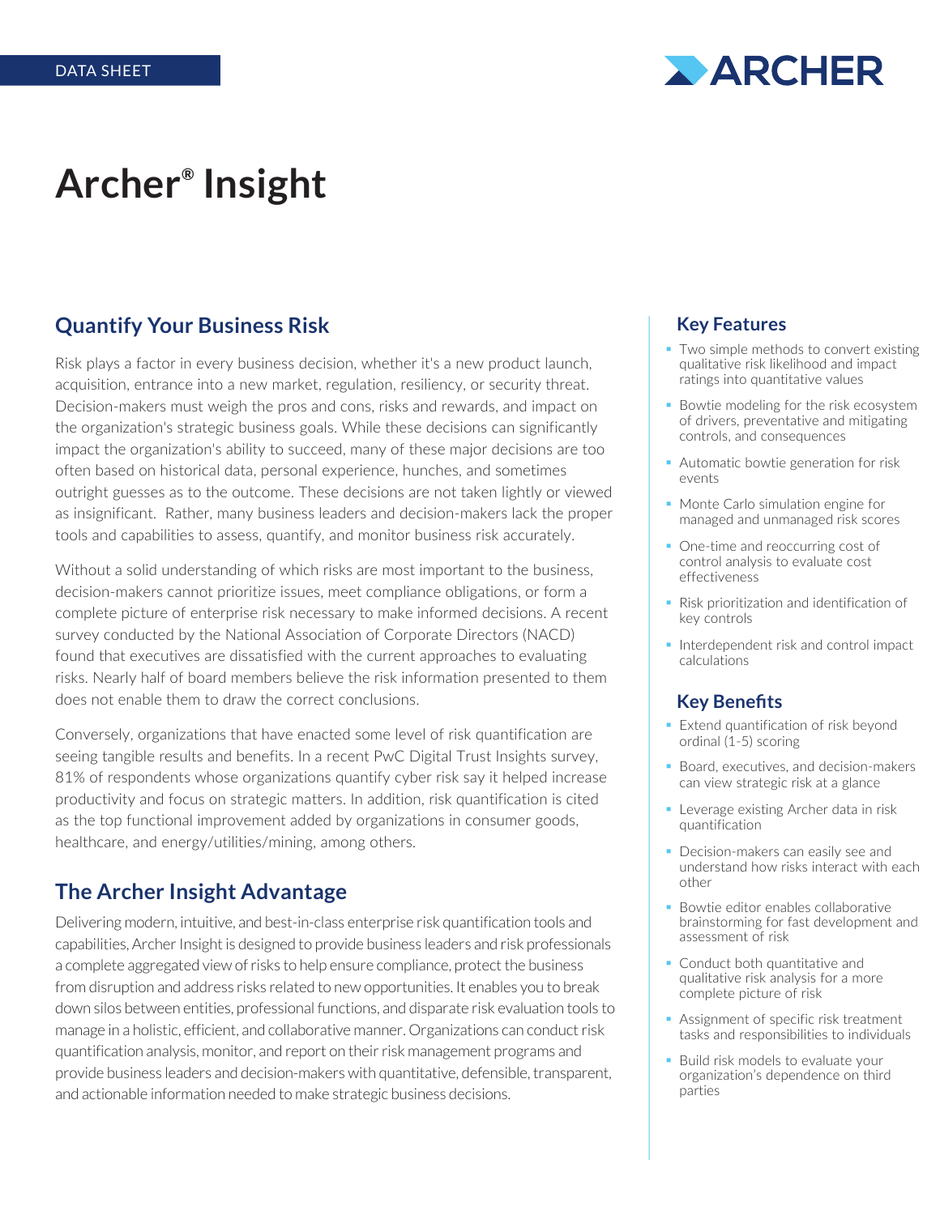DATA SHEET

# Archer® Insight

## Quantify Your Business Risk

Risk plays a factor in every business decision, whether it's a new product launch, acquisition, entrance into a new market, regulation, resiliency, or security threat. Decision-makers must weigh the pros and cons, risks and rewards, and impact on the organization's strategic business goals. While these decisions can significantly impact the organization's ability to succeed, many of these major decisions are too often based on historical data, personal experience, hunches, and sometimes outright guesses as to the outcome. These decisions are not taken lightly or viewed as insignificant. Rather, many business leaders and decision-makers lack the proper tools and capabilities to assess, quantify, and monitor business risk accurately.

Without a solid understanding of which risks are most important to the business, decision-makers cannot prioritize issues, meet compliance obligations, or form a complete picture of enterprise risk necessary to make informed decisions. A recent survey conducted by the National Association of Corporate Directors (NACD) found that executives are dissatisfied with the current approaches to evaluating risks. Nearly half of board members believe the risk information presented to them does not enable them to draw the correct conclusions.

Conversely, organizations that have enacted some level of risk quantification are seeing tangible results and benefits. In a recent PwC Digital Trust Insights survey, 81% of respondents whose organizations quantify cyber risk say it helped increase productivity and focus on strategic matters. In addition, risk quantification is cited as the top functional improvement added by organizations in consumer goods, healthcare, and energy/utilities/mining, among others.

## The Archer Insight Advantage

Delivering modern, intuitive, and best-in-class enterprise risk quantification tools and capabilities, Archer Insight is designed to provide business leaders and risk professionals a complete aggregated view of risks to help ensure compliance, protect the business from disruption and address risks related to new opportunities. It enables you to break down silos between entities, professional functions, and disparate risk evaluation tools to manage in a holistic, efficient, and collaborative manner. Organizations can conduct risk quantification analysis, monitor, and report on their risk management programs and provide business leaders and decision-makers with quantitative, defensible, transparent, and actionable information needed to make strategic business decisions.

### Key Features

- Two simple methods to convert existing qualitative risk likelihood and impact ratings into quantitative values
- Bowtie modeling for the risk ecosystem of drivers, preventative and mitigating controls, and consequences
- Automatic bowtie generation for risk events
- Monte Carlo simulation engine for managed and unmanaged risk scores
- One-time and reoccurring cost of control analysis to evaluate cost effectiveness
- Risk prioritization and identification of key controls
- Interdependent risk and control impact calculations

### Key Benefits

- Extend quantification of risk beyond ordinal (1-5) scoring
- Board, executives, and decision-makers can view strategic risk at a glance
- Leverage existing Archer data in risk quantification
- Decision-makers can easily see and understand how risks interact with each other
- Bowtie editor enables collaborative brainstorming for fast development and assessment of risk
- Conduct both quantitative and qualitative risk analysis for a more complete picture of risk
- Assignment of specific risk treatment tasks and responsibilities to individuals
- Build risk models to evaluate your organization's dependence on third parties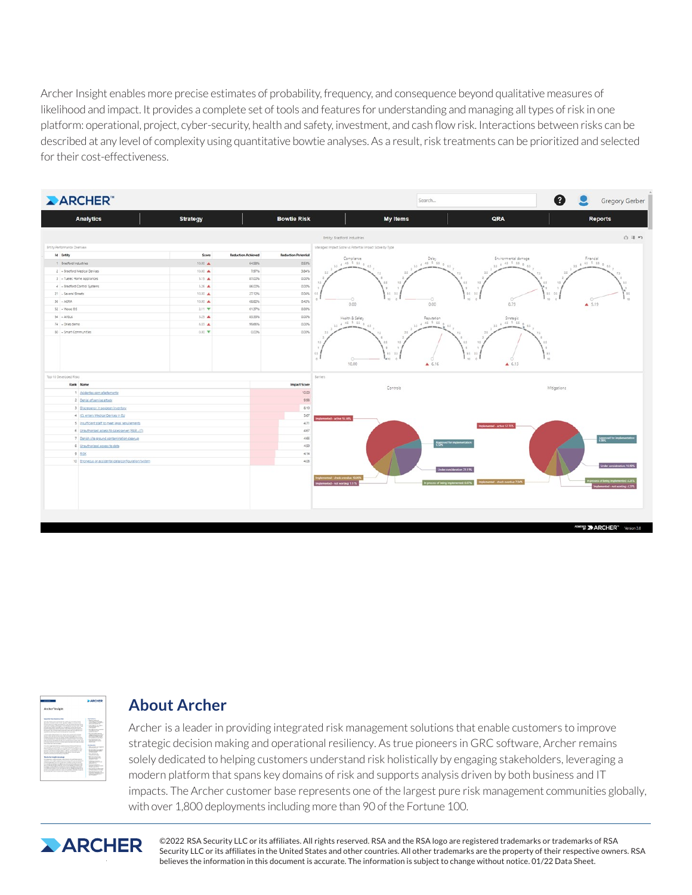Archer Insight enables more precise estimates of probability, frequency, and consequence beyond qualitative measures of likelihood and impact. It provides a complete set of tools and features for understanding and managing all types of risk in one platform: operational, project, cyber-security, health and safety, investment, and cash flow risk. Interactions between risks can be described at any level of complexity using quantitative bowtie analyses. As a result, risk treatments can be prioritized and selected for their cost-effectiveness.

## About Archer

Archer is a leader in providing integrated risk management solutions that enable customers to improve strategic decision making and operational resiliency. As true pioneers in GRC software, Archer remains solely dedicated to helping customers understand risk holistically by engaging stakeholders, leveraging a modern platform that spans key domains of risk and supports analysis driven by both business and IT impacts. The Archer customer base represents one of the largest pure risk management communities globally, with over 1,800 deployments including more than 90 of the Fortune 100.

©2022 RSA Security LLC or its affiliates. All rights reserved. RSA and the RSA logo are registered trademarks or trademarks of RSA Security LLC or its affiliates in the United States and other countries. All other trademarks are the property of their respective owners. RSA believes the information in this document is accurate. The information is subject to change without notice. 01/22 Data Sheet.